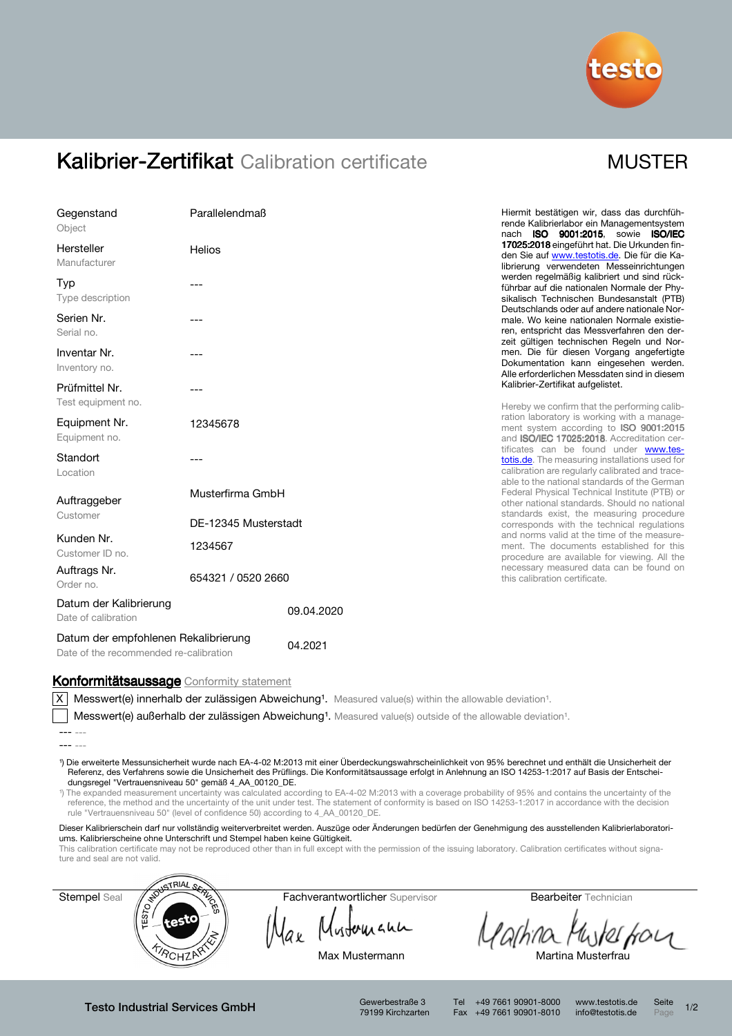# Kalibrier-Zertifikat Calibration certificate

MUSTER

| | |
|---|---|
| Gegenstand<br>Object | Parallelendmaß |
| Hersteller<br>Manufacturer | Helios |
| Typ<br>Type description | --- |
| Serien Nr.<br>Serial no. | --- |
| Inventar Nr.<br>Inventory no. | --- |
| Prüfmittel Nr.<br>Test equipment no. | --- |
| Equipment Nr.<br>Equipment no. | 12345678 |
| Standort<br>Location | --- |
| Auftraggeber<br>Customer | Musterfirma GmbH<br>DE-12345 Musterstadt |
| Kunden Nr.<br>Customer ID no. | 1234567 |
| Auftrags Nr.<br>Order no. | 654321 / 0520 2660 |
| Datum der Kalibrierung<br>Date of calibration | 09.04.2020 |
| Datum der empfohlenen Rekalibrierung<br>Date of the recommended re-calibration | 04.2021 |

Hiermit bestätigen wir, dass das durchführende Kalibrierlabor ein Managementsystem nach **ISO 9001:2015**, sowie **ISO/IEC 17025:2018** eingeführt hat. Die Urkunden finden Sie auf www.testotis.de. Die für die Kalibrierung verwendeten Messeinrichtungen werden regelmäßig kalibriert und sind rückführbar auf die nationalen Normale der Physikalisch Technischen Bundesanstalt (PTB) Deutschlands oder auf andere nationale Normale. Wo keine nationalen Normale existieren, entspricht das Messverfahren den derzeit gültigen technischen Regeln und Normen. Die für diesen Vorgang angefertigte Dokumentation kann eingesehen werden. Alle erforderlichen Messdaten sind in diesem Kalibrier-Zertifikat aufgelistet.

Hereby we confirm that the performing calibration laboratory is working with a management system according to **ISO 9001:2015** and **ISO/IEC 17025:2018**. Accreditation certificates can be found under www.testotis.de. The measuring installations used for calibration are regularly calibrated and traceable to the national standards of the German Federal Physical Technical Institute (PTB) or other national standards. Should no national standards exist, the measuring procedure corresponds with the technical regulations and norms valid at the time of the measurement. The documents established for this procedure are available for viewing. All the necessary measured data can be found on this calibration certificate.

## Konformitätsaussage Conformity statement

- [X] Messwert(e) innerhalb der zulässigen Abweichung[1]. Measured value(s) within the allowable deviation[1].
- [ ] Messwert(e) außerhalb der zulässigen Abweichung[1]. Measured value(s) outside of the allowable deviation[1].

--- ---

--- ---

[1]) Die erweiterte Messunsicherheit wurde nach EA-4-02 M:2013 mit einer Überdeckungswahrscheinlichkeit von 95% berechnet und enthält die Unsicherheit der Referenz, des Verfahrens sowie die Unsicherheit des Prüflings. Die Konformitätsaussage erfolgt in Anlehnung an ISO 14253-1:2017 auf Basis der Entscheidungsregel "Vertrauensniveau 50" gemäß 4_AA_00120_DE.

[1]) The expanded measurement uncertainty was calculated according to EA-4-02 M:2013 with a coverage probability of 95% and contains the uncertainty of the reference, the method and the uncertainty of the unit under test. The statement of conformity is based on ISO 14253-1:2017 in accordance with the decision rule "Vertrauensniveau 50" (level of confidence 50) according to 4_AA_00120_DE.

Dieser Kalibrierschein darf nur vollständig weiterverbreitet werden. Auszüge oder Änderungen bedürfen der Genehmigung des ausstellenden Kalibrierlaboratoriums. Kalibrierscheine ohne Unterschrift und Stempel haben keine Gültigkeit.

This calibration certificate may not be reproduced other than in full except with the permission of the issuing laboratory. Calibration certificates without signature and seal are not valid.

| Stempel Seal | Fachverantwortlicher Supervisor | Bearbeiter Technician |
|---|---|---|
| TESTO INDUSTRIAL SERVICES testo KIRCHZARTEN | Max Mustermann | Martina Musterfrau |

**Testo Industrial Services GmbH** — Gewerbestraße 3, 79199 Kirchzarten — Tel +49 7661 90901-8000, Fax +49 7661 90901-8010 — www.testotis.de, info@testotis.de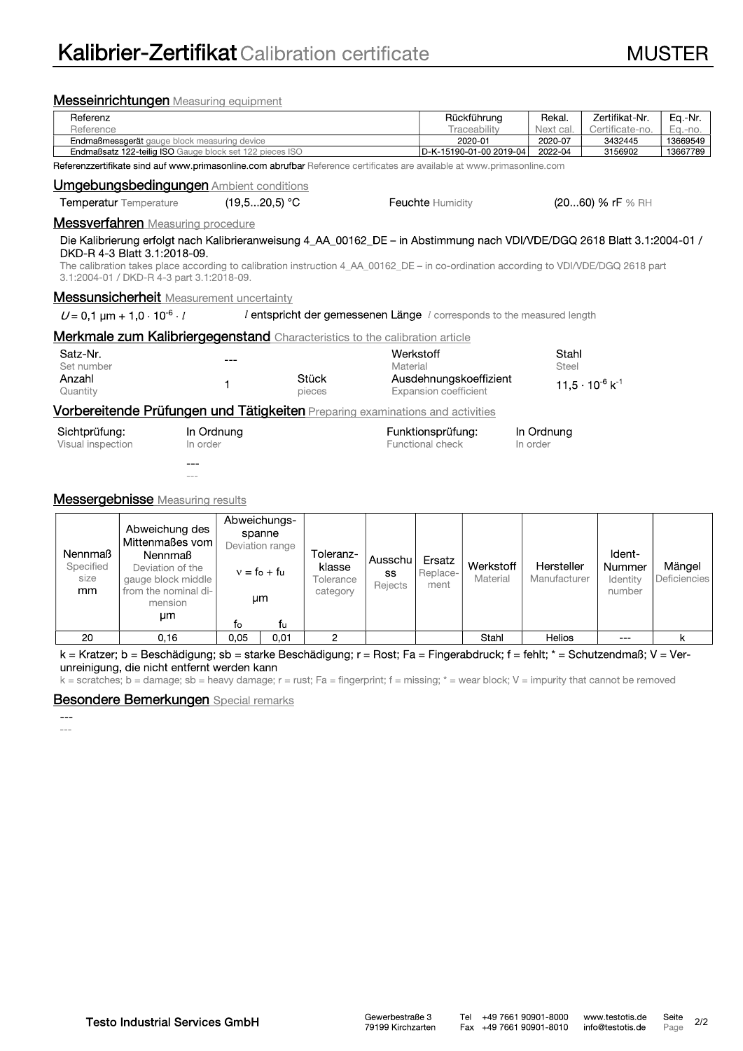# Kalibrier-Zertifikat Calibration certificate

MUSTER

## Messeinrichtungen Measuring equipment

| Referenz Reference | Rückführung Traceability | Rekal. Next cal. | Zertifikat-Nr. Certificate-no. | Eq.-Nr. Eq.-no. |
|---|---|---|---|---|
| **Endmaßmessgerät** gauge block measuring device | 2020-01 | 2020-07 | 3432445 | 13669549 |
| **Endmaßsatz 122-teilig ISO** Gauge block set 122 pieces ISO | D-K-15190-01-00 2019-04 | 2022-04 | 3156902 | 13667789 |

**Referenzzertifikate sind auf www.primasonline.com abrufbar** Reference certificates are available at www.primasonline.com

## Umgebungsbedingungen Ambient conditions

**Temperatur** Temperature (19,5...20,5) °C

**Feuchte** Humidity (20...60) % rF % RH

## Messverfahren Measuring procedure

Die Kalibrierung erfolgt nach Kalibrieranweisung 4_AA_00162_DE – in Abstimmung nach VDI/VDE/DGQ 2618 Blatt 3.1:2004-01 / DKD-R 4-3 Blatt 3.1:2018-09.

The calibration takes place according to calibration instruction 4_AA_00162_DE – in co-ordination according to VDI/VDE/DGQ 2618 part 3.1:2004-01 / DKD-R 4-3 part 3.1:2018-09.

## Messunsicherheit Measurement uncertainty

$U = 0{,}1\ \mu m + 1{,}0 \cdot 10^{-6} \cdot l$

$l$ entspricht der gemessenen Länge $l$ corresponds to the measured length

## Merkmale zum Kalibriergegenstand Characteristics to the calibration article

| | | | | |
|---|---|---|---|---|
| Satz-Nr. Set number | --- | | Werkstoff Material | Stahl Steel |
| Anzahl Quantity | 1 | Stück pieces | Ausdehnungskoeffizient Expansion coefficient | $11{,}5 \cdot 10^{-6}\ K^{-1}$ |

## Vorbereitende Prüfungen und Tätigkeiten Preparing examinations and activities

Sichtprüfung: Visual inspection — In Ordnung In order

Funktionsprüfung: Functional check — In Ordnung In order

---
---

## Messergebnisse Measuring results

| Nennmaß Specified size mm | Abweichung des Mittenmaßes vom Nennmaß Deviation of the gauge block middle from the nominal dimension µm | Abweichungsspanne Deviation range $v = f_o + f_u$ µm | | Toleranzklasse Tolerance category | Ausschuss Rejects | Ersatz Replacement | Werkstoff Material | Hersteller Manufacturer | Ident-Nummer Identity number | Mängel Deficiencies |
|---|---|---|---|---|---|---|---|---|---|---|
| | | $f_o$ | $f_u$ | | | | | | | |
| 20 | 0,16 | 0,05 | 0,01 | 2 | | | Stahl | Helios | --- | k |

k = Kratzer; b = Beschädigung; sb = starke Beschädigung; r = Rost; Fa = Fingerabdruck; f = fehlt; * = Schutzendmaß; V = Verunreinigung, die nicht entfernt werden kann

k = scratches; b = damage; sb = heavy damage; r = rust; Fa = fingerprint; f = missing; * = wear block; V = impurity that cannot be removed

## Besondere Bemerkungen Special remarks

---
---

Testo Industrial Services GmbH
Gewerbestraße 3
79199 Kirchzarten
Tel +49 7661 90901-8000
Fax +49 7661 90901-8010
www.testotis.de
info@testotis.de